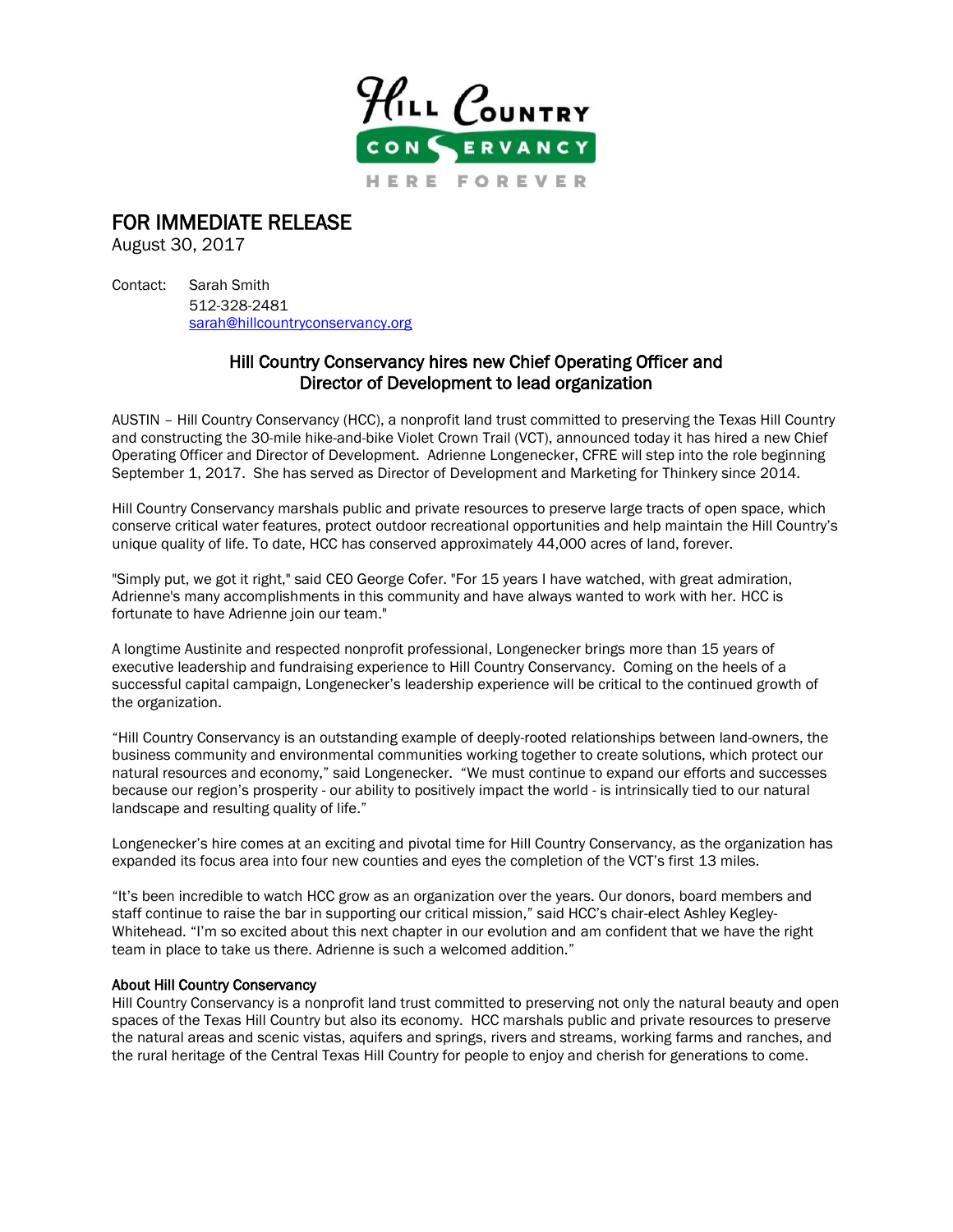Hill Country Conservancy

HERE FOREVER

# FOR IMMEDIATE RELEASE

August 30, 2017

Contact: Sarah Smith
512-328-2481
sarah@hillcountryconservancy.org

## Hill Country Conservancy hires new Chief Operating Officer and Director of Development to lead organization

AUSTIN – Hill Country Conservancy (HCC), a nonprofit land trust committed to preserving the Texas Hill Country and constructing the 30-mile hike-and-bike Violet Crown Trail (VCT), announced today it has hired a new Chief Operating Officer and Director of Development. Adrienne Longenecker, CFRE will step into the role beginning September 1, 2017. She has served as Director of Development and Marketing for Thinkery since 2014.

Hill Country Conservancy marshals public and private resources to preserve large tracts of open space, which conserve critical water features, protect outdoor recreational opportunities and help maintain the Hill Country's unique quality of life. To date, HCC has conserved approximately 44,000 acres of land, forever.

"Simply put, we got it right," said CEO George Cofer. "For 15 years I have watched, with great admiration, Adrienne's many accomplishments in this community and have always wanted to work with her. HCC is fortunate to have Adrienne join our team."

A longtime Austinite and respected nonprofit professional, Longenecker brings more than 15 years of executive leadership and fundraising experience to Hill Country Conservancy. Coming on the heels of a successful capital campaign, Longenecker's leadership experience will be critical to the continued growth of the organization.

"Hill Country Conservancy is an outstanding example of deeply-rooted relationships between land-owners, the business community and environmental communities working together to create solutions, which protect our natural resources and economy," said Longenecker. "We must continue to expand our efforts and successes because our region's prosperity - our ability to positively impact the world - is intrinsically tied to our natural landscape and resulting quality of life."

Longenecker's hire comes at an exciting and pivotal time for Hill Country Conservancy, as the organization has expanded its focus area into four new counties and eyes the completion of the VCT's first 13 miles.

"It's been incredible to watch HCC grow as an organization over the years. Our donors, board members and staff continue to raise the bar in supporting our critical mission," said HCC's chair-elect Ashley Kegley-Whitehead. "I'm so excited about this next chapter in our evolution and am confident that we have the right team in place to take us there. Adrienne is such a welcomed addition."

**About Hill Country Conservancy**

Hill Country Conservancy is a nonprofit land trust committed to preserving not only the natural beauty and open spaces of the Texas Hill Country but also its economy. HCC marshals public and private resources to preserve the natural areas and scenic vistas, aquifers and springs, rivers and streams, working farms and ranches, and the rural heritage of the Central Texas Hill Country for people to enjoy and cherish for generations to come.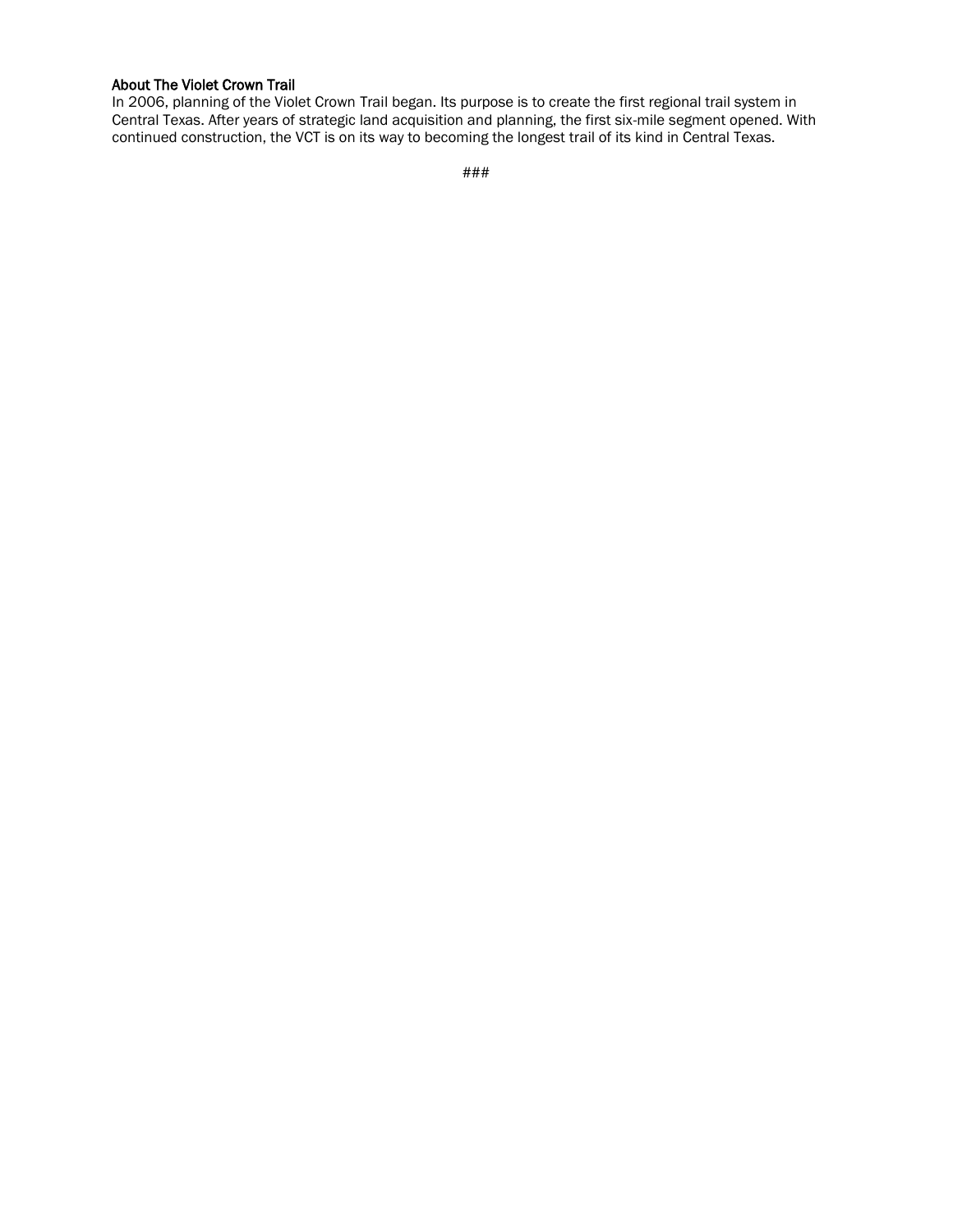**About The Violet Crown Trail**
In 2006, planning of the Violet Crown Trail began. Its purpose is to create the first regional trail system in Central Texas. After years of strategic land acquisition and planning, the first six-mile segment opened. With continued construction, the VCT is on its way to becoming the longest trail of its kind in Central Texas.

###